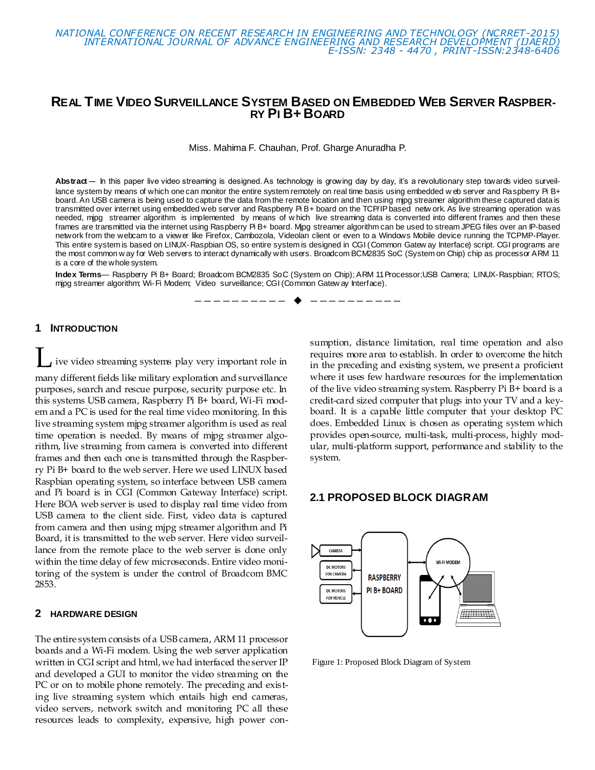# Real Time Video Surveillance System Based on Embedded Web Server Raspberry Pi B+ Board

Miss. Mahima F. Chauhan, Prof. Gharge Anuradha P.

**Abstract** — In this paper live video streaming is designed. As technology is growing day by day, it's a revolutionary step towards video surveillance system by means of which one can monitor the entire system remotely on real time basis using embedded web server and Raspberry Pi B+ board. An USB camera is being used to capture the data from the remote location and then using mjpg streamer algorithm these captured data is transmitted over internet using embedded web server and Raspberry Pi B+ board on the TCP/IP based network. As live streaming operation was needed, mjpg streamer algorithm is implemented by means of which live streaming data is converted into different frames and then these frames are transmitted via the internet using Raspberry Pi B+ board. Mjpg streamer algorithm can be used to stream JPEG files over an IP-based network from the webcam to a viewer like Firefox, Cambozola, Videolan client or even to a Windows Mobile device running the TCPMP-Player. This entire system is based on LINUX-Raspbian OS, so entire system is designed in CGI (Common Gateway Interface) script. CGI programs are the most common way for Web servers to interact dynamically with users. Broadcom BCM2835 SoC (System on Chip) chip as processor ARM 11 is a core of the whole system.

**Index Terms**— Raspberry Pi B+ Board; Broadcom BCM2835 SoC (System on Chip); ARM 11 Processor;USB Camera; LINUX-Raspbian; RTOS; mjpg streamer algorithm; Wi-Fi Modem; Video surveillance; CGI (Common Gateway Interface).

## 1 Introduction

Live video streaming systems play very important role in many different fields like military exploration and surveillance purposes, search and rescue purpose, security purpose etc. In this systems USB camera, Raspberry Pi B+ board, Wi-Fi modem and a PC is used for the real time video monitoring. In this live streaming system mjpg streamer algorithm is used as real time operation is needed. By means of mjpg streamer algorithm, live streaming from camera is converted into different frames and then each one is transmitted through the Raspberry Pi B+ board to the web server. Here we used LINUX based Raspbian operating system, so interface between USB camera and Pi board is in CGI (Common Gateway Interface) script. Here BOA web server is used to display real time video from USB camera to the client side. First, video data is captured from camera and then using mjpg streamer algorithm and Pi Board, it is transmitted to the web server. Here video surveillance from the remote place to the web server is done only within the time delay of few microseconds. Entire video monitoring of the system is under the control of Broadcom BMC 2853.

## 2 Hardware Design

The entire system consists of a USB camera, ARM 11 processor boards and a Wi-Fi modem. Using the web server application written in CGI script and html, we had interfaced the server IP and developed a GUI to monitor the video streaming on the PC or on to mobile phone remotely. The preceding and existing live streaming system which entails high end cameras, video servers, network switch and monitoring PC all these resources leads to complexity, expensive, high power consumption, distance limitation, real time operation and also requires more area to establish. In order to overcome the hitch in the preceding and existing system, we present a proficient where it uses few hardware resources for the implementation of the live video streaming system. Raspberry Pi B+ board is a credit-card sized computer that plugs into your TV and a keyboard. It is a capable little computer that your desktop PC does. Embedded Linux is chosen as operating system which provides open-source, multi-task, multi-process, highly modular, multi-platform support, performance and stability to the system.

### 2.1 Proposed Block Diagram

Figure 1: Proposed Block Diagram of System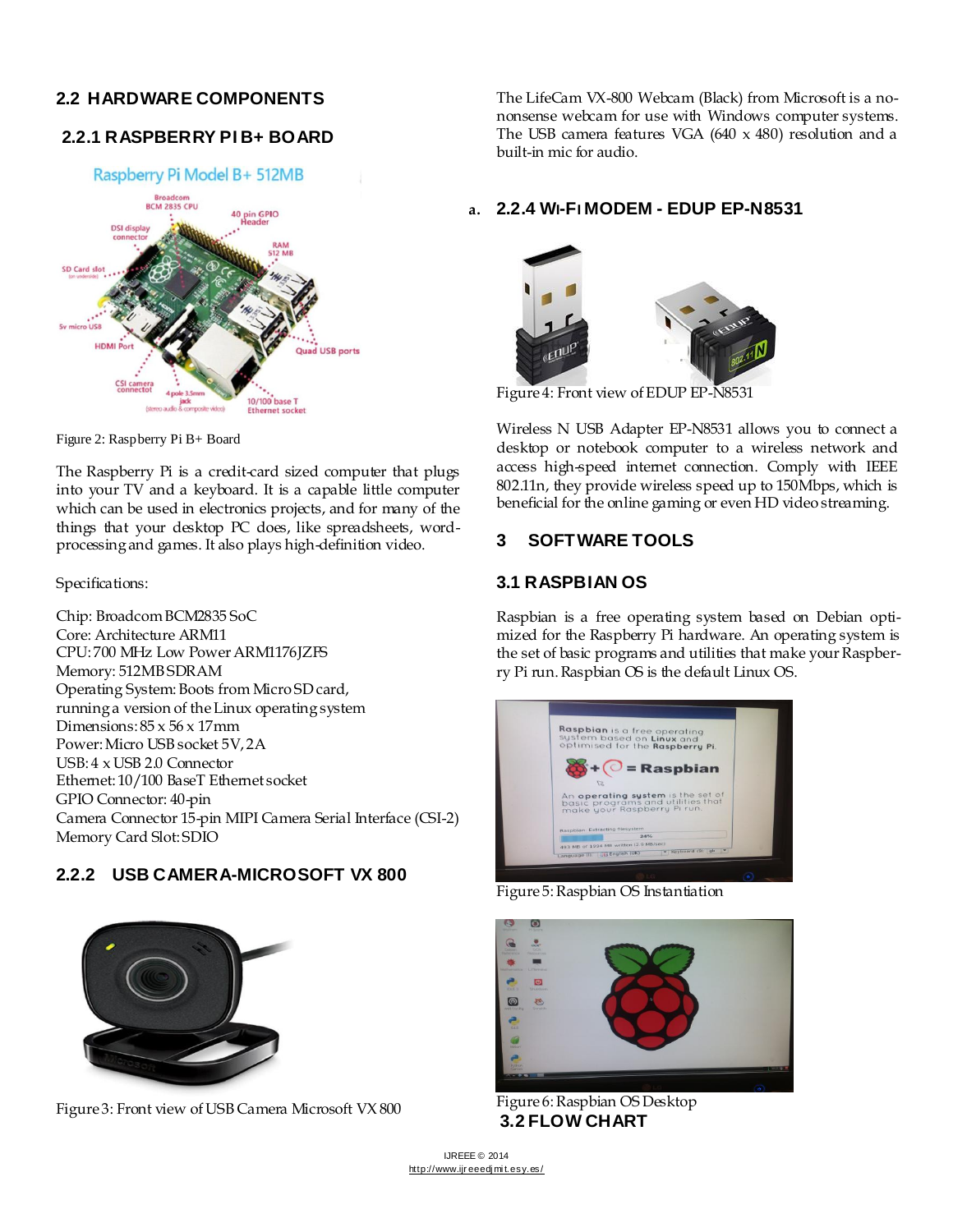## 2.2 HARDWARE COMPONENTS

### 2.2.1 RASPBERRY PI B+ BOARD

Figure 2: Raspberry Pi B+ Board

The Raspberry Pi is a credit-card sized computer that plugs into your TV and a keyboard. It is a capable little computer which can be used in electronics projects, and for many of the things that your desktop PC does, like spreadsheets, word-processing and games. It also plays high-definition video.

Specifications:

Chip: Broadcom BCM2835 SoC
Core: Architecture ARM11
CPU: 700 MHz Low Power ARM1176JZFS
Memory: 512MB SDRAM
Operating System: Boots from Micro SD card, running a version of the Linux operating system
Dimensions: 85 x 56 x 17mm
Power: Micro USB socket 5V, 2A
USB: 4 x USB 2.0 Connector
Ethernet: 10/100 BaseT Ethernet socket
GPIO Connector: 40-pin
Camera Connector 15-pin MIPI Camera Serial Interface (CSI-2)
Memory Card Slot: SDIO

### 2.2.2 USB CAMERA-MICROSOFT VX 800

Figure 3: Front view of USB Camera Microsoft VX 800

The LifeCam VX-800 Webcam (Black) from Microsoft is a no-nonsense webcam for use with Windows computer systems. The USB camera features VGA (640 x 480) resolution and a built-in mic for audio.

### a. 2.2.4 WI-FI MODEM - EDUP EP-N8531

Figure 4: Front view of EDUP EP-N8531

Wireless N USB Adapter EP-N8531 allows you to connect a desktop or notebook computer to a wireless network and access high-speed internet connection. Comply with IEEE 802.11n, they provide wireless speed up to 150Mbps, which is beneficial for the online gaming or even HD video streaming.

## 3 SOFTWARE TOOLS

### 3.1 RASPBIAN OS

Raspbian is a free operating system based on Debian optimized for the Raspberry Pi hardware. An operating system is the set of basic programs and utilities that make your Raspberry Pi run. Raspbian OS is the default Linux OS.

Figure 5: Raspbian OS Instantiation

Figure 6: Raspbian OS Desktop

### 3.2 FLOW CHART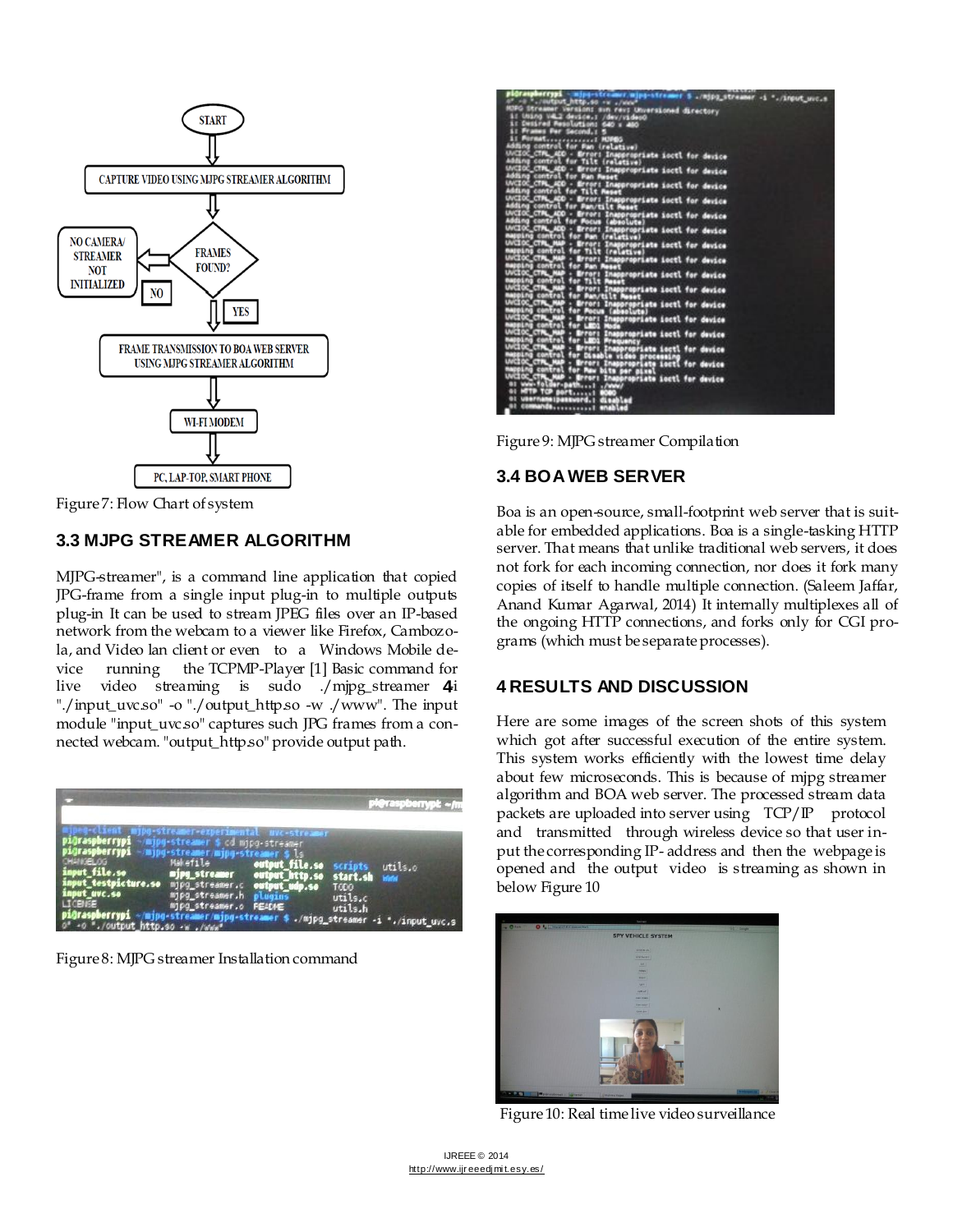Figure 7: Flow Chart of system

### 3.3 MJPG STREAMER ALGORITHM

MJPG-streamer", is a command line application that copied JPG-frame from a single input plug-in to multiple outputs plug-in It can be used to stream JPEG files over an IP-based network from the webcam to a viewer like Firefox, Cambozola, and Video lan client or even to a Windows Mobile device running the TCPMP-Player [1] Basic command for live video streaming is sudo ./mjpg_streamer -i "./input_uvc.so" -o "./output_http.so -w ./www". The input module "input_uvc.so" captures such JPG frames from a connected webcam. "output_http.so" provide output path.

Figure 8: MJPG streamer Installation command

Figure 9: MJPG streamer Compilation

### 3.4 BOA WEB SERVER

Boa is an open-source, small-footprint web server that is suitable for embedded applications. Boa is a single-tasking HTTP server. That means that unlike traditional web servers, it does not fork for each incoming connection, nor does it fork many copies of itself to handle multiple connection. (Saleem Jaffar, Anand Kumar Agarwal, 2014) It internally multiplexes all of the ongoing HTTP connections, and forks only for CGI programs (which must be separate processes).

## 4 RESULTS AND DISCUSSION

Here are some images of the screen shots of this system which got after successful execution of the entire system. This system works efficiently with the lowest time delay about few microseconds. This is because of mjpg streamer algorithm and BOA web server. The processed stream data packets are uploaded into server using TCP/IP protocol and transmitted through wireless device so that user input the corresponding IP- address and then the webpage is opened and the output video is streaming as shown in below Figure 10

Figure 10: Real time live video surveillance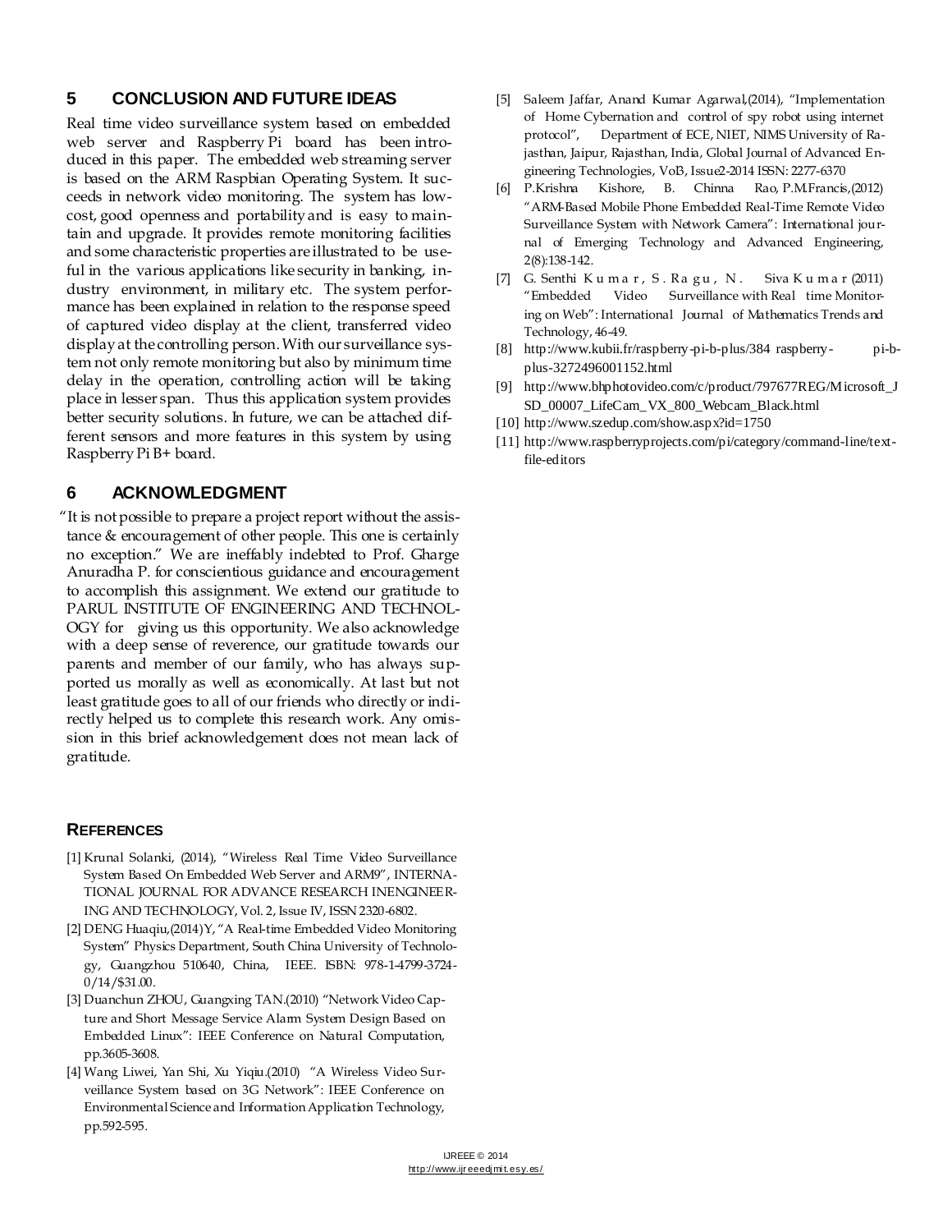## 5 CONCLUSION AND FUTURE IDEAS

Real time video surveillance system based on embedded web server and Raspberry Pi board has been introduced in this paper. The embedded web streaming server is based on the ARM Raspbian Operating System. It succeeds in network video monitoring. The system has low-cost, good openness and portability and is easy to maintain and upgrade. It provides remote monitoring facilities and some characteristic properties are illustrated to be useful in the various applications like security in banking, industry environment, in military etc. The system performance has been explained in relation to the response speed of captured video display at the client, transferred video display at the controlling person. With our surveillance system not only remote monitoring but also by minimum time delay in the operation, controlling action will be taking place in lesser span. Thus this application system provides better security solutions. In future, we can be attached different sensors and more features in this system by using Raspberry Pi B+ board.

## 6 ACKNOWLEDGMENT

"It is not possible to prepare a project report without the assistance & encouragement of other people. This one is certainly no exception." We are ineffably indebted to Prof. Gharge Anuradha P. for conscientious guidance and encouragement to accomplish this assignment. We extend our gratitude to PARUL INSTITUTE OF ENGINEERING AND TECHNOLOGY for giving us this opportunity. We also acknowledge with a deep sense of reverence, our gratitude towards our parents and member of our family, who has always supported us morally as well as economically. At last but not least gratitude goes to all of our friends who directly or indirectly helped us to complete this research work. Any omission in this brief acknowledgement does not mean lack of gratitude.

## REFERENCES

[1] Krunal Solanki, (2014), "Wireless Real Time Video Surveillance System Based On Embedded Web Server and ARM9", INTERNATIONAL JOURNAL FOR ADVANCE RESEARCH INENGINEERING AND TECHNOLOGY, Vol. 2, Issue IV, ISSN 2320-6802.

[2] DENG Huaqiu,(2014)Y, "A Real-time Embedded Video Monitoring System" Physics Department, South China University of Technology, Guangzhou 510640, China, IEEE. ISBN: 978-1-4799-3724-0/14/$31.00.

[3] Duanchun ZHOU, Guangxing TAN.(2010) "Network Video Capture and Short Message Service Alarm System Design Based on Embedded Linux": IEEE Conference on Natural Computation, pp.3605-3608.

[4] Wang Liwei, Yan Shi, Xu Yiqiu.(2010) "A Wireless Video Surveillance System based on 3G Network": IEEE Conference on Environmental Science and Information Application Technology, pp.592-595.

[5] Saleem Jaffar, Anand Kumar Agarwal,(2014), "Implementation of Home Cybernation and control of spy robot using internet protocol", Department of ECE, NIET, NIMS University of Rajasthan, Jaipur, Rajasthan, India, Global Journal of Advanced Engineering Technologies, Vol3, Issue2-2014 ISSN: 2277-6370

[6] P.Krishna Kishore, B. Chinna Rao, P.M.Francis,(2012) "ARM-Based Mobile Phone Embedded Real-Time Remote Video Surveillance System with Network Camera": International journal of Emerging Technology and Advanced Engineering, 2(8):138-142.

[7] G. Senthi Kumar, S. Ragu, N. Siva Kumar (2011) "Embedded Video Surveillance with Real time Monitoring on Web": International Journal of Mathematics Trends and Technology, 46-49.

[8] http://www.kubii.fr/raspberry-pi-b-plus/384 raspberry- pi-b-plus-3272496001152.html

[9] http://www.bhphotovideo.com/c/product/797677REG/Microsoft_JSD_00007_LifeCam_VX_800_Webcam_Black.html

[10] http://www.szedup.com/show.aspx?id=1750

[11] http://www.raspberryprojects.com/pi/category/command-line/text-file-editors